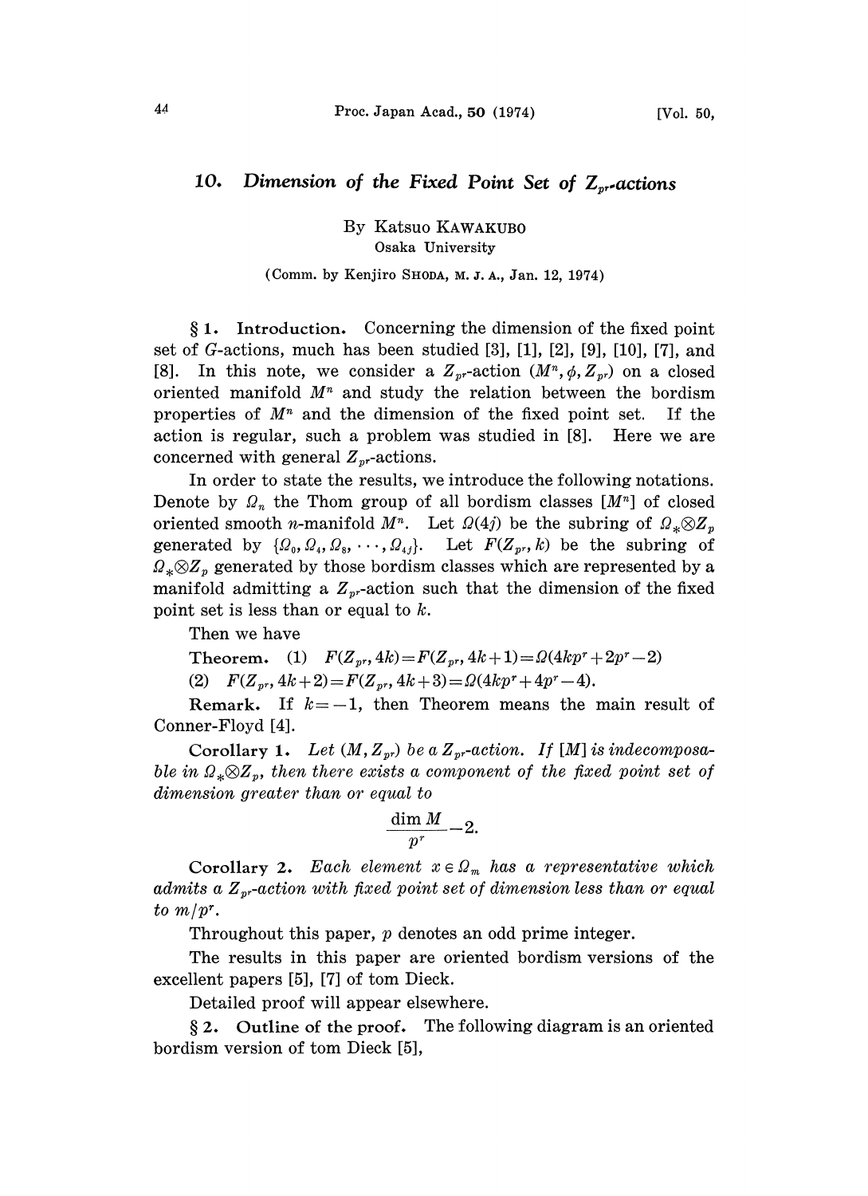# 10. *Dimension of the Fixed Point Set of $Z_{p^r}$-actions*

By Katsuo KAWAKUBO

Osaka University

(Comm. by Kenjiro SHODA, M. J. A., Jan. 12, 1974)

## § 1. Introduction.

Concerning the dimension of the fixed point set of $G$-actions, much has been studied [3], [1], [2], [9], [10], [7], and [8]. In this note, we consider a $Z_{p^r}$-action $(M^n, \phi, Z_{p^r})$ on a closed oriented manifold $M^n$ and study the relation between the bordism properties of $M^n$ and the dimension of the fixed point set. If the action is regular, such a problem was studied in [8]. Here we are concerned with general $Z_{p^r}$-actions.

In order to state the results, we introduce the following notations. Denote by $\Omega_n$ the Thom group of all bordism classes $[M^n]$ of closed oriented smooth $n$-manifold $M^n$. Let $\Omega(4j)$ be the subring of $\Omega_* \otimes Z_p$ generated by $\{\Omega_0, \Omega_4, \Omega_8, \cdots, \Omega_{4j}\}$. Let $F(Z_{p^r}, k)$ be the subring of $\Omega_* \otimes Z_p$ generated by those bordism classes which are represented by a manifold admitting a $Z_{p^r}$-action such that the dimension of the fixed point set is less than or equal to $k$.

Then we have

**Theorem.** (1) $F(Z_{p^r}, 4k) = F(Z_{p^r}, 4k+1) = \Omega(4kp^r + 2p^r - 2)$

(2) $F(Z_{p^r}, 4k+2) = F(Z_{p^r}, 4k+3) = \Omega(4kp^r + 4p^r - 4)$.

**Remark.** If $k = -1$, then Theorem means the main result of Conner-Floyd [4].

**Corollary 1.** *Let $(M, Z_{p^r})$ be a $Z_{p^r}$-action. If $[M]$ is indecomposable in $\Omega_* \otimes Z_p$, then there exists a component of the fixed point set of dimension greater than or equal to*

$$\frac{\dim M}{p^r} - 2.$$

**Corollary 2.** *Each element $x \in \Omega_m$ has a representative which admits a $Z_{p^r}$-action with fixed point set of dimension less than or equal to $m/p^r$.*

Throughout this paper, $p$ denotes an odd prime integer.

The results in this paper are oriented bordism versions of the excellent papers [5], [7] of tom Dieck.

Detailed proof will appear elsewhere.

## § 2. Outline of the proof.

The following diagram is an oriented bordism version of tom Dieck [5],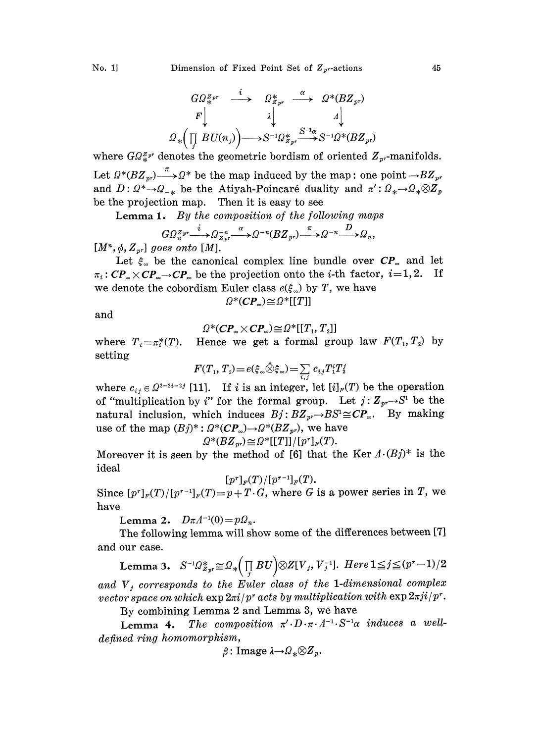$$\begin{array}{ccccc}
G\Omega_*^{Z_{p^r}} & \xrightarrow{\ i\ } & \Omega^*_{Z_{p^r}} & \xrightarrow{\ \alpha\ } & \Omega^*(BZ_{p^r}) \\
{\scriptstyle F}\big\downarrow & & {\scriptstyle \lambda}\big\downarrow & & {\scriptstyle \Lambda}\big\downarrow \\
\Omega_*\Big(\prod_j BU(n_j)\Big) & \longrightarrow & S^{-1}\Omega^*_{Z_{p^r}} & \xrightarrow{S^{-1}\alpha} & S^{-1}\Omega^*(BZ_{p^r})
\end{array}$$

where $G\Omega_*^{Z_{p^r}}$ denotes the geometric bordism of oriented $Z_{p^r}$-manifolds.

Let $\Omega^*(BZ_{p^r}) \xrightarrow{\pi} \Omega^*$ be the map induced by the map: one point $\to BZ_{p^r}$ and $D: \Omega^* \to \Omega_{-*}$ be the Atiyah-Poincaré duality and $\pi': \Omega_* \to \Omega_* \otimes Z_p$ be the projection map. Then it is easy to see

**Lemma 1.** *By the composition of the following maps*

$$G\Omega_n^{Z_{p^r}} \xrightarrow{i} \Omega^{-n}_{Z_{p^r}} \xrightarrow{\alpha} \Omega^{-n}(BZ_{p^r}) \xrightarrow{\pi} \Omega^{-n} \xrightarrow{D} \Omega_n,$$

*$[M^n, \phi, Z_{p^r}]$ goes onto $[M]$.*

Let $\xi_\infty$ be the canonical complex line bundle over $CP_\infty$ and let $\pi_i: CP_\infty \times CP_\infty \to CP_\infty$ be the projection onto the $i$-th factor, $i=1,2$. If we denote the cobordism Euler class $e(\xi_\infty)$ by $T$, we have

$$\Omega^*(CP_\infty) \cong \Omega^*[[T]]$$

and

$$\Omega^*(CP_\infty \times CP_\infty) \cong \Omega^*[[T_1, T_2]]$$

where $T_i = \pi_i^*(T)$. Hence we get a formal group law $F(T_1, T_2)$ by setting

$$F(T_1, T_2) = e(\xi_\infty \hat{\otimes} \xi_\infty) = \sum_{i,j} c_{ij} T_1^i T_2^j$$

where $c_{ij} \in \Omega^{2-2i-2j}$ [11]. If $i$ is an integer, let $[i]_F(T)$ be the operation of "multiplication by $i$" for the formal group. Let $j: Z_{p^r} \to S^1$ be the natural inclusion, which induces $Bj: BZ_{p^r} \to BS^1 \cong CP_\infty$. By making use of the map $(Bj)^*: \Omega^*(CP_\infty) \to \Omega^*(BZ_{p^r})$, we have

$$\Omega^*(BZ_{p^r}) \cong \Omega^*[[T]]/[p^r]_F(T).$$

Moreover it is seen by the method of [6] that the Ker $\Lambda \cdot (Bj)^*$ is the ideal

$$[p^r]_F(T)/[p^{r-1}]_F(T).$$

Since $[p^r]_F(T)/[p^{r-1}]_F(T) = p + T \cdot G$, where $G$ is a power series in $T$, we have

**Lemma 2.** $D\pi\Lambda^{-1}(0) = p\Omega_n$.

The following lemma will show some of the differences between [7] and our case.

**Lemma 3.** $S^{-1}\Omega^*_{Z_{p^r}} \cong \Omega_*\Big(\prod_j BU\Big) \otimes Z[V_j, V_j^{-1}]$. *Here* $1 \leqq j \leqq (p^r-1)/2$ *and $V_j$ corresponds to the Euler class of the 1-dimensional complex vector space on which $\exp 2\pi i/p^r$ acts by multiplication with $\exp 2\pi ji/p^r$.*

By combining Lemma 2 and Lemma 3, we have

**Lemma 4.** *The composition $\pi' \cdot D \cdot \pi \cdot \Lambda^{-1} \cdot S^{-1}\alpha$ induces a well-defined ring homomorphism,*

$$\beta: \text{Image } \lambda \to \Omega_* \otimes Z_p.$$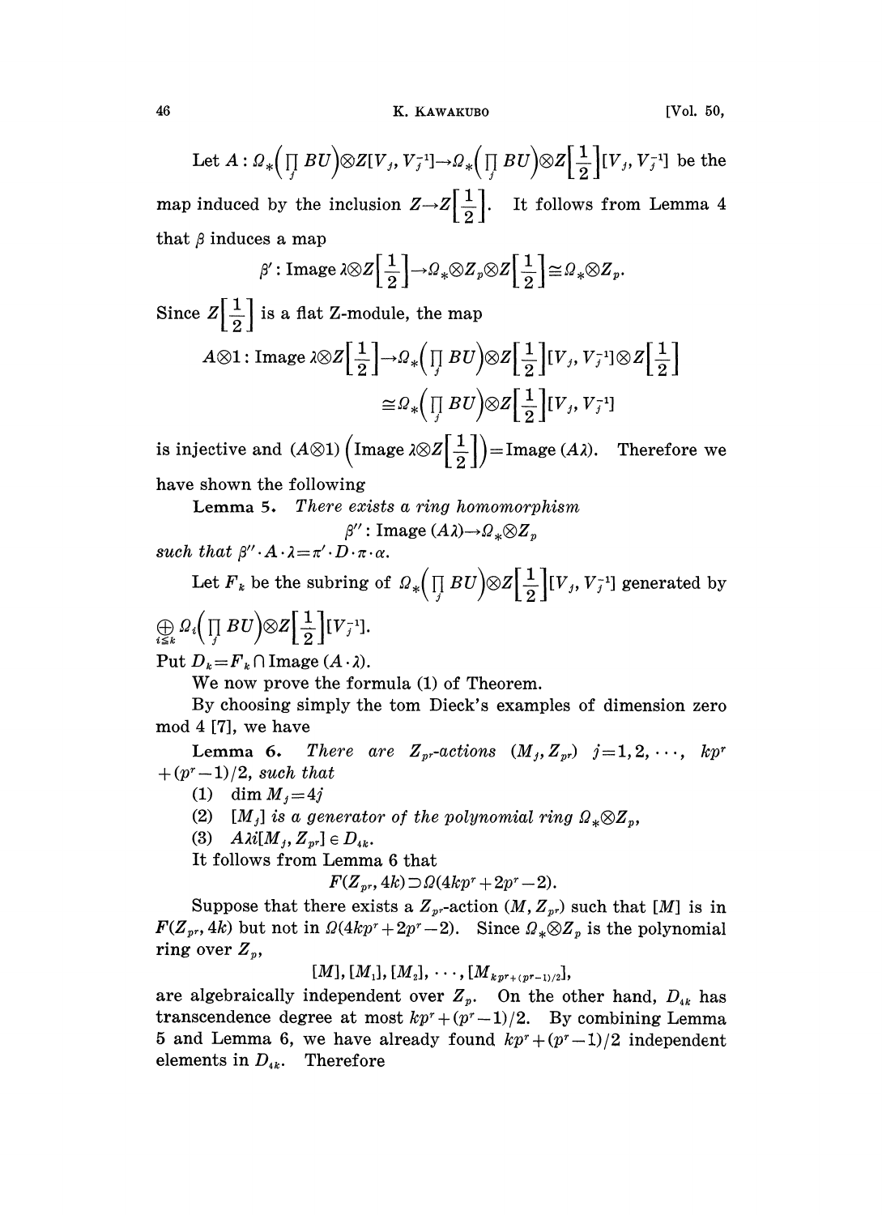Let $A:\Omega_*\left(\prod_j BU\right)\otimes Z[V_j, V_j^{-1}]\to\Omega_*\left(\prod_j BU\right)\otimes Z\left[\frac{1}{2}\right][V_j, V_j^{-1}]$ be the map induced by the inclusion $Z\to Z\left[\frac{1}{2}\right]$. It follows from Lemma 4 that $\beta$ induces a map

$$\beta' : \text{Image } \lambda\otimes Z\left[\frac{1}{2}\right]\to\Omega_*\otimes Z_p\otimes Z\left[\frac{1}{2}\right]\cong\Omega_*\otimes Z_p.$$

Since $Z\left[\frac{1}{2}\right]$ is a flat Z-module, the map

$$A\otimes 1 : \text{Image } \lambda\otimes Z\left[\frac{1}{2}\right]\to\Omega_*\left(\prod_j BU\right)\otimes Z\left[\frac{1}{2}\right][V_j, V_j^{-1}]\otimes Z\left[\frac{1}{2}\right]$$
$$\cong\Omega_*\left(\prod_j BU\right)\otimes Z\left[\frac{1}{2}\right][V_j, V_j^{-1}]$$

is injective and $(A\otimes 1)\left(\text{Image } \lambda\otimes Z\left[\frac{1}{2}\right]\right)=\text{Image } (A\lambda)$. Therefore we have shown the following

**Lemma 5.** *There exists a ring homomorphism*

$$\beta'' : \text{Image } (A\lambda)\to\Omega_*\otimes Z_p$$

*such that* $\beta''\cdot A\cdot\lambda=\pi'\cdot D\cdot\pi\cdot\alpha$.

Let $F_k$ be the subring of $\Omega_*\left(\prod_j BU\right)\otimes Z\left[\frac{1}{2}\right][V_j, V_j^{-1}]$ generated by $\bigoplus_{i\leq k}\Omega_i\left(\prod_j BU\right)\otimes Z\left[\frac{1}{2}\right][V_j^{-1}]$.

Put $D_k=F_k\cap\text{Image } (A\cdot\lambda)$.

We now prove the formula (1) of Theorem.

By choosing simply the tom Dieck's examples of dimension zero mod 4 [7], we have

**Lemma 6.** *There are $Z_{p^r}$-actions $(M_j, Z_{p^r})$ $j=1, 2, \cdots, kp^r+(p^r-1)/2$, such that*

(1) $\dim M_j=4j$

(2) *$[M_j]$ is a generator of the polynomial ring $\Omega_*\otimes Z_p$,*

(3) $A\lambda i[M_j, Z_{p^r}]\in D_{4k}$.

It follows from Lemma 6 that

$$F(Z_{p^r}, 4k)\supset\Omega(4kp^r+2p^r-2).$$

Suppose that there exists a $Z_{p^r}$-action $(M, Z_{p^r})$ such that $[M]$ is in $F(Z_{p^r}, 4k)$ but not in $\Omega(4kp^r+2p^r-2)$. Since $\Omega_*\otimes Z_p$ is the polynomial ring over $Z_p$,

$$[M], [M_1], [M_2], \cdots, [M_{kp^r+(p^r-1)/2}],$$

are algebraically independent over $Z_p$. On the other hand, $D_{4k}$ has transcendence degree at most $kp^r+(p^r-1)/2$. By combining Lemma 5 and Lemma 6, we have already found $kp^r+(p^r-1)/2$ independent elements in $D_{4k}$. Therefore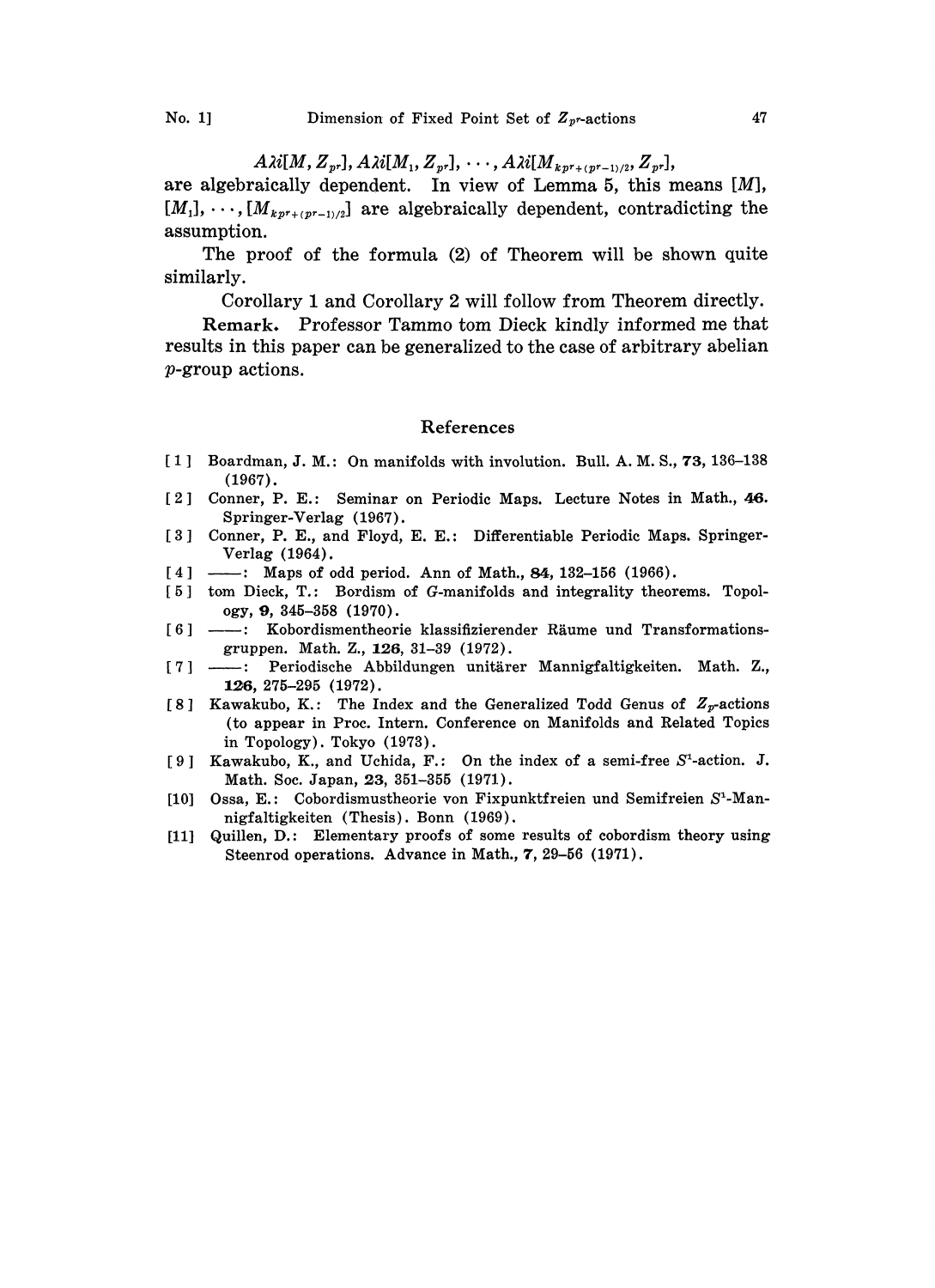$$A\lambda i[M, Z_{p^r}], A\lambda i[M_1, Z_{p^r}], \cdots, A\lambda i[M_{kp^r+(p^r-1)/2}, Z_{p^r}],$$

are algebraically dependent. In view of Lemma 5, this means $[M]$, $[M_1], \cdots, [M_{kp^r+(p^r-1)/2}]$ are algebraically dependent, contradicting the assumption.

The proof of the formula (2) of Theorem will be shown quite similarly.

Corollary 1 and Corollary 2 will follow from Theorem directly.

**Remark.** Professor Tammo tom Dieck kindly informed me that results in this paper can be generalized to the case of arbitrary abelian $p$-group actions.

## References

[1] Boardman, J. M.: On manifolds with involution. Bull. A. M. S., **73**, 136–138 (1967).

[2] Conner, P. E.: Seminar on Periodic Maps. Lecture Notes in Math., **46**. Springer-Verlag (1967).

[3] Conner, P. E., and Floyd, E. E.: Differentiable Periodic Maps. Springer-Verlag (1964).

[4] ——: Maps of odd period. Ann of Math., **84**, 132–156 (1966).

[5] tom Dieck, T.: Bordism of $G$-manifolds and integrality theorems. Topology, **9**, 345–358 (1970).

[6] ——: Kobordismentheorie klassifizierender Räume und Transformationsgruppen. Math. Z., **126**, 31–39 (1972).

[7] ——: Periodische Abbildungen unitärer Mannigfaltigkeiten. Math. Z., **126**, 275–295 (1972).

[8] Kawakubo, K.: The Index and the Generalized Todd Genus of $Z_p$-actions (to appear in Proc. Intern. Conference on Manifolds and Related Topics in Topology). Tokyo (1973).

[9] Kawakubo, K., and Uchida, F.: On the index of a semi-free $S^1$-action. J. Math. Soc. Japan, **23**, 351–355 (1971).

[10] Ossa, E.: Cobordismustheorie von Fixpunktfreien und Semifreien $S^1$-Mannigfaltigkeiten (Thesis). Bonn (1969).

[11] Quillen, D.: Elementary proofs of some results of cobordism theory using Steenrod operations. Advance in Math., **7**, 29–56 (1971).